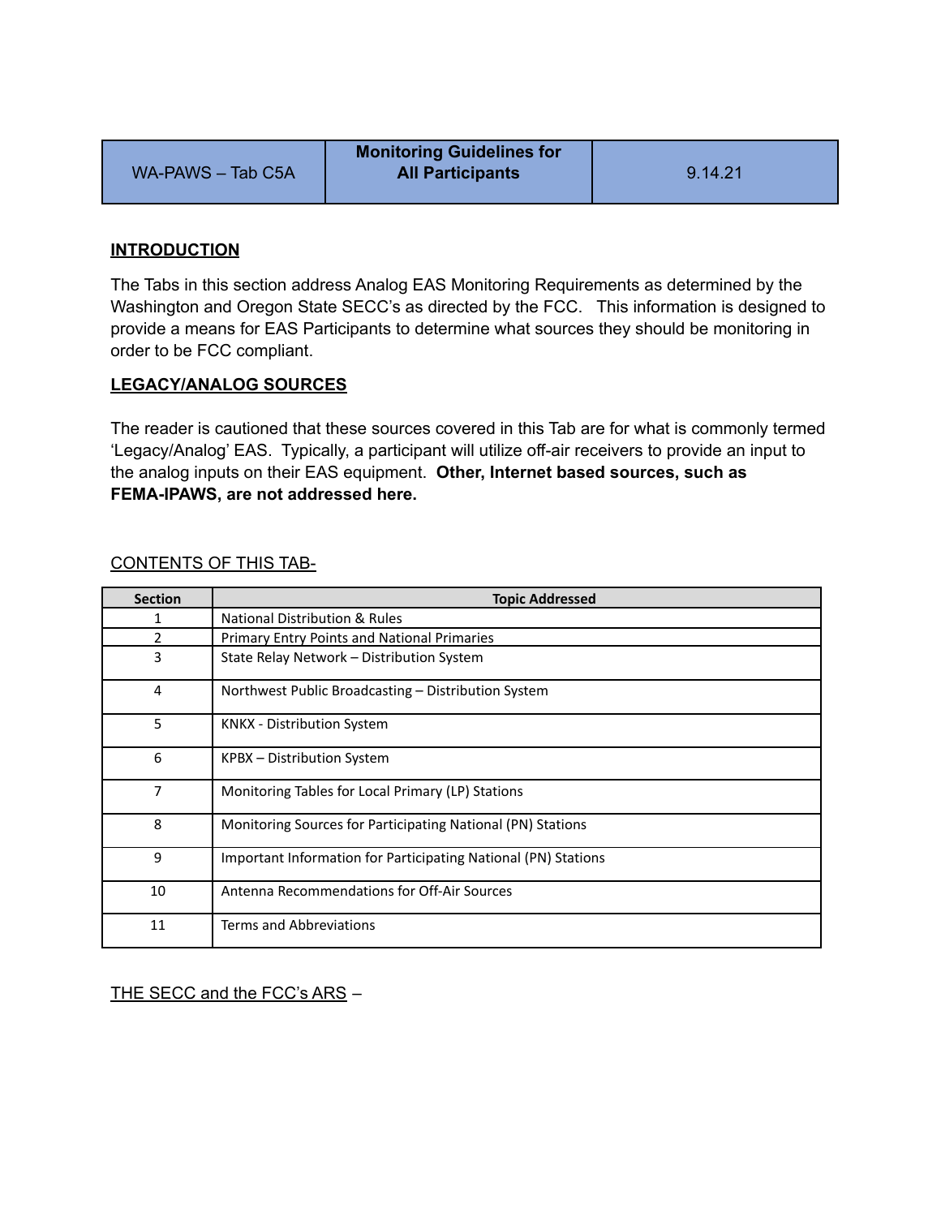| WA-PAWS – Tab C5A | Monitoring Guidelines for All Participants | 9.14.21 |
|---|---|---|

## INTRODUCTION

The Tabs in this section address Analog EAS Monitoring Requirements as determined by the Washington and Oregon State SECC's as directed by the FCC. This information is designed to provide a means for EAS Participants to determine what sources they should be monitoring in order to be FCC compliant.

## LEGACY/ANALOG SOURCES

The reader is cautioned that these sources covered in this Tab are for what is commonly termed 'Legacy/Analog' EAS. Typically, a participant will utilize off-air receivers to provide an input to the analog inputs on their EAS equipment. **Other, Internet based sources, such as FEMA-IPAWS, are not addressed here.**

CONTENTS OF THIS TAB-

| Section | Topic Addressed |
|---|---|
| 1 | National Distribution & Rules |
| 2 | Primary Entry Points and National Primaries |
| 3 | State Relay Network – Distribution System |
| 4 | Northwest Public Broadcasting – Distribution System |
| 5 | KNKX - Distribution System |
| 6 | KPBX – Distribution System |
| 7 | Monitoring Tables for Local Primary (LP) Stations |
| 8 | Monitoring Sources for Participating National (PN) Stations |
| 9 | Important Information for Participating National (PN) Stations |
| 10 | Antenna Recommendations for Off-Air Sources |
| 11 | Terms and Abbreviations |

THE SECC and the FCC's ARS –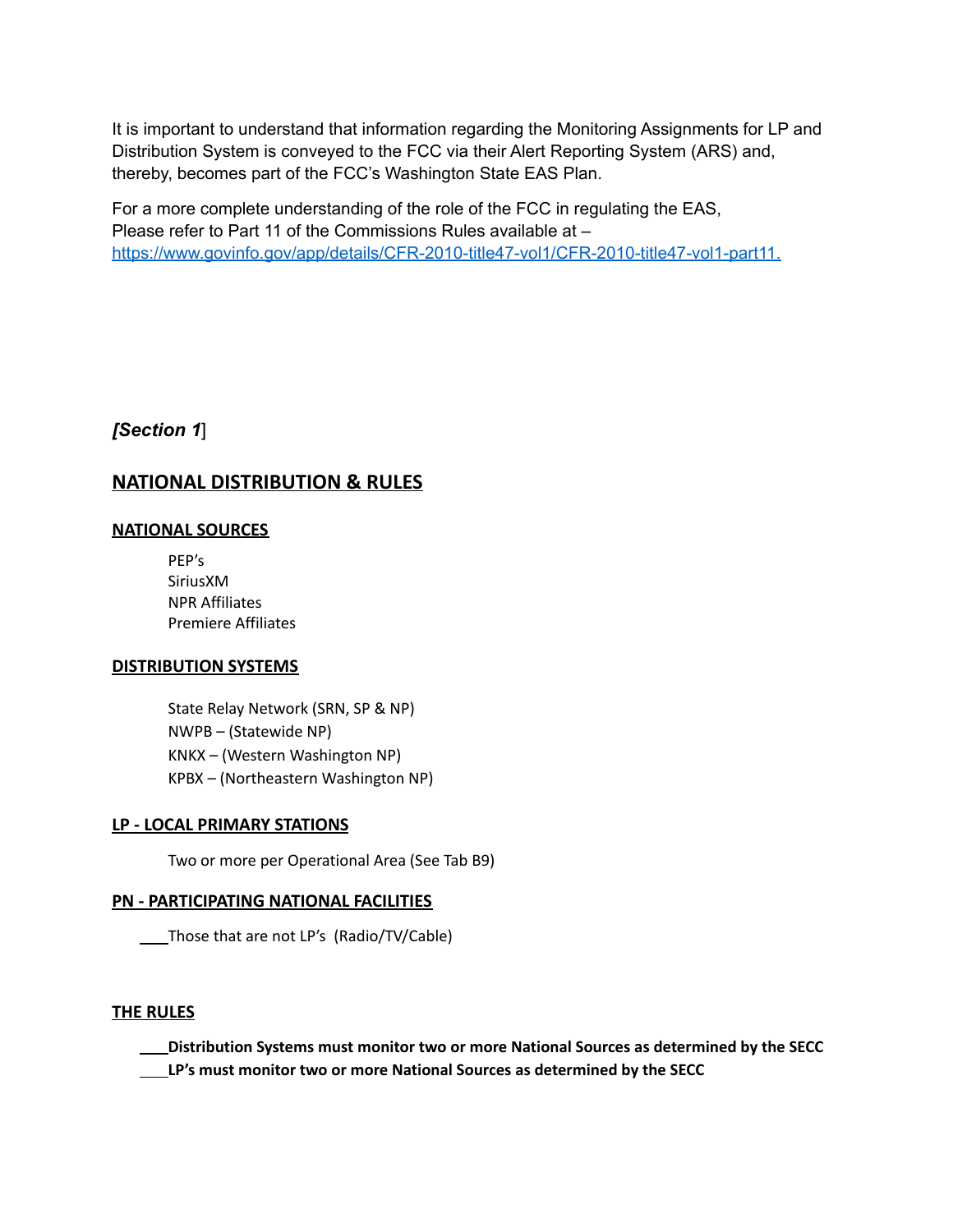It is important to understand that information regarding the Monitoring Assignments for LP and Distribution System is conveyed to the FCC via their Alert Reporting System (ARS) and, thereby, becomes part of the FCC's Washington State EAS Plan.

For a more complete understanding of the role of the FCC in regulating the EAS, Please refer to Part 11 of the Commissions Rules available at – https://www.govinfo.gov/app/details/CFR-2010-title47-vol1/CFR-2010-title47-vol1-part11.

### *[Section 1*]

## NATIONAL DISTRIBUTION & RULES

### NATIONAL SOURCES

PEP's
SiriusXM
NPR Affiliates
Premiere Affiliates

### DISTRIBUTION SYSTEMS

State Relay Network (SRN, SP & NP)
NWPB – (Statewide NP)
KNKX – (Western Washington NP)
KPBX – (Northeastern Washington NP)

### LP - LOCAL PRIMARY STATIONS

Two or more per Operational Area (See Tab B9)

### PN - PARTICIPATING NATIONAL FACILITIES

Those that are not LP's (Radio/TV/Cable)

### THE RULES

**Distribution Systems must monitor two or more National Sources as determined by the SECC**
**LP's must monitor two or more National Sources as determined by the SECC**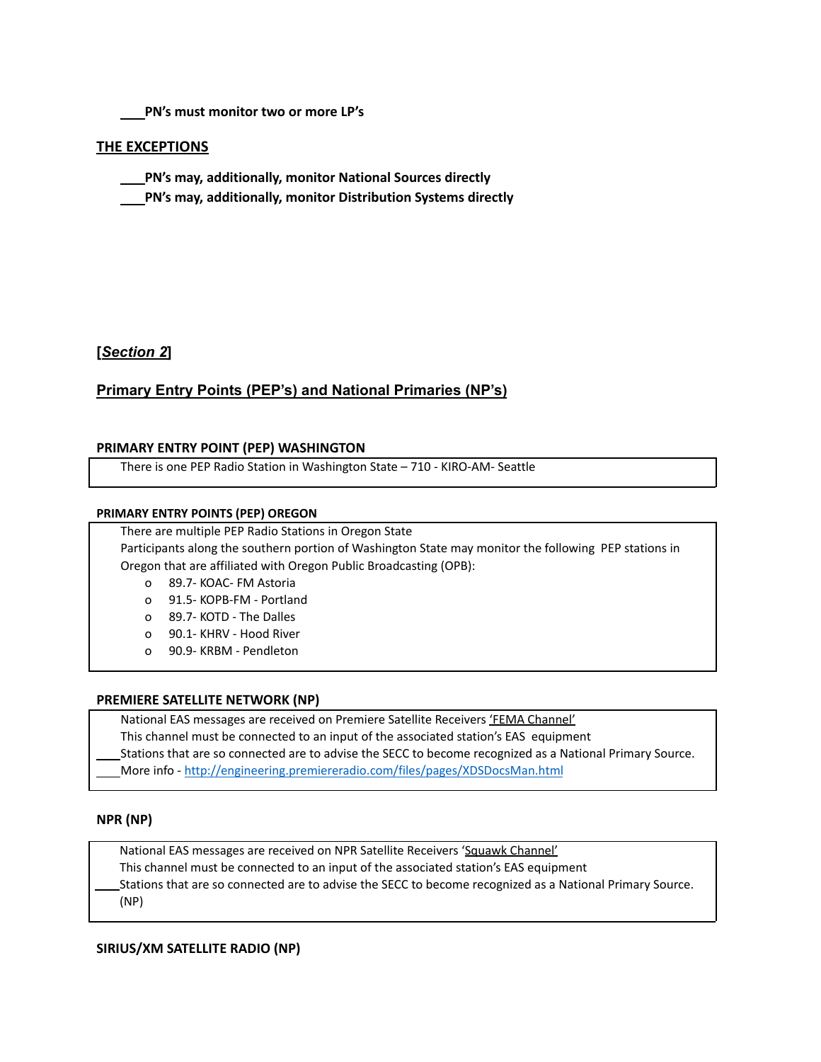____**PN's must monitor two or more LP's**

**THE EXCEPTIONS**

____**PN's may, additionally, monitor National Sources directly**
____**PN's may, additionally, monitor Distribution Systems directly**

**[*Section 2*]**

## Primary Entry Points (PEP's) and National Primaries (NP's)

### PRIMARY ENTRY POINT (PEP) WASHINGTON

There is one PEP Radio Station in Washington State – 710 - KIRO-AM- Seattle

### PRIMARY ENTRY POINTS (PEP) OREGON

There are multiple PEP Radio Stations in Oregon State
Participants along the southern portion of Washington State may monitor the following PEP stations in Oregon that are affiliated with Oregon Public Broadcasting (OPB):

- 89.7- KOAC- FM Astoria
- 91.5- KOPB-FM - Portland
- 89.7- KOTD - The Dalles
- 90.1- KHRV - Hood River
- 90.9- KRBM - Pendleton

### PREMIERE SATELLITE NETWORK (NP)

National EAS messages are received on Premiere Satellite Receivers 'FEMA Channel'
This channel must be connected to an input of the associated station's EAS equipment
____Stations that are so connected are to advise the SECC to become recognized as a National Primary Source.
____More info - http://engineering.premiereradio.com/files/pages/XDSDocsMan.html

### NPR (NP)

National EAS messages are received on NPR Satellite Receivers 'Squawk Channel'
This channel must be connected to an input of the associated station's EAS equipment
____Stations that are so connected are to advise the SECC to become recognized as a National Primary Source. (NP)

### SIRIUS/XM SATELLITE RADIO (NP)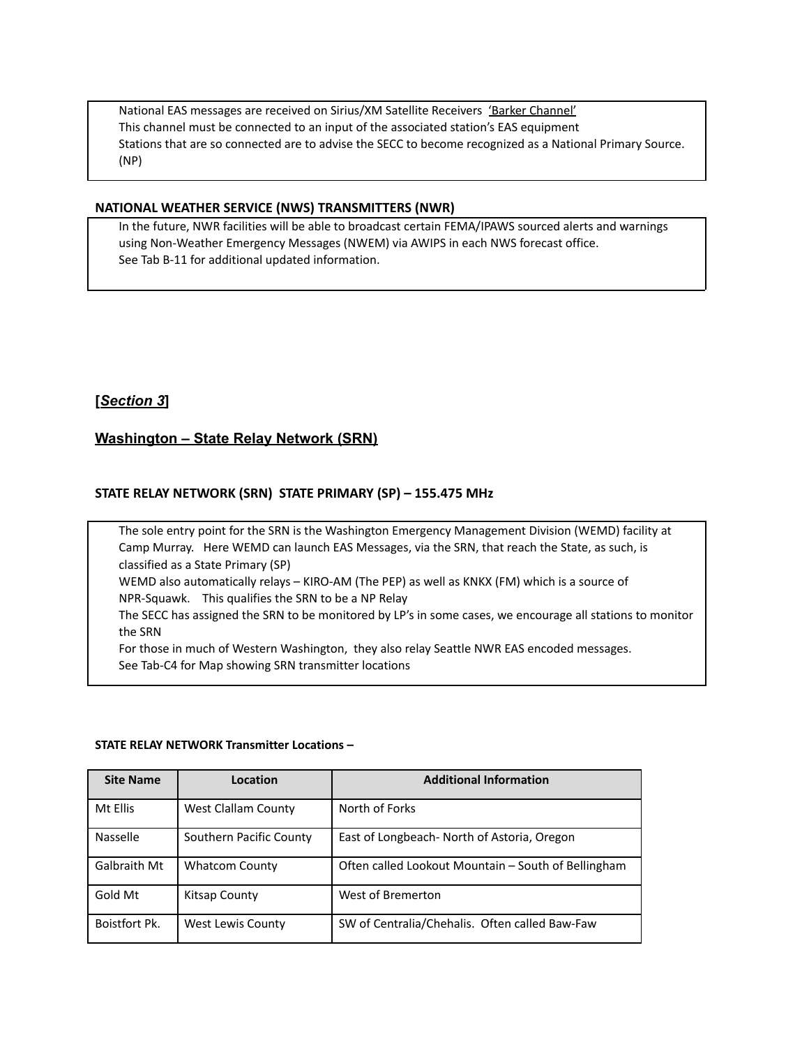National EAS messages are received on Sirius/XM Satellite Receivers  'Barker Channel'
This channel must be connected to an input of the associated station's EAS equipment
Stations that are so connected are to advise the SECC to become recognized as a National Primary Source. (NP)

**NATIONAL WEATHER SERVICE (NWS) TRANSMITTERS (NWR)**

In the future, NWR facilities will be able to broadcast certain FEMA/IPAWS sourced alerts and warnings using Non-Weather Emergency Messages (NWEM) via AWIPS in each NWS forecast office.
See Tab B-11 for additional updated information.

## [*Section 3*]

## Washington – State Relay Network (SRN)

### STATE RELAY NETWORK (SRN)  STATE PRIMARY (SP) – 155.475 MHz

The sole entry point for the SRN is the Washington Emergency Management Division (WEMD) facility at Camp Murray.   Here WEMD can launch EAS Messages, via the SRN, that reach the State, as such, is classified as a State Primary (SP)
WEMD also automatically relays – KIRO-AM (The PEP) as well as KNKX (FM) which is a source of NPR-Squawk.    This qualifies the SRN to be a NP Relay
The SECC has assigned the SRN to be monitored by LP's in some cases, we encourage all stations to monitor the SRN
For those in much of Western Washington,  they also relay Seattle NWR EAS encoded messages.
See Tab-C4 for Map showing SRN transmitter locations

**STATE RELAY NETWORK Transmitter Locations –**

| Site Name | Location | Additional Information |
| --- | --- | --- |
| Mt Ellis | West Clallam County | North of Forks |
| Nasselle | Southern Pacific County | East of Longbeach- North of Astoria, Oregon |
| Galbraith Mt | Whatcom County | Often called Lookout Mountain – South of Bellingham |
| Gold Mt | Kitsap County | West of Bremerton |
| Boistfort Pk. | West Lewis County | SW of Centralia/Chehalis.  Often called Baw-Faw |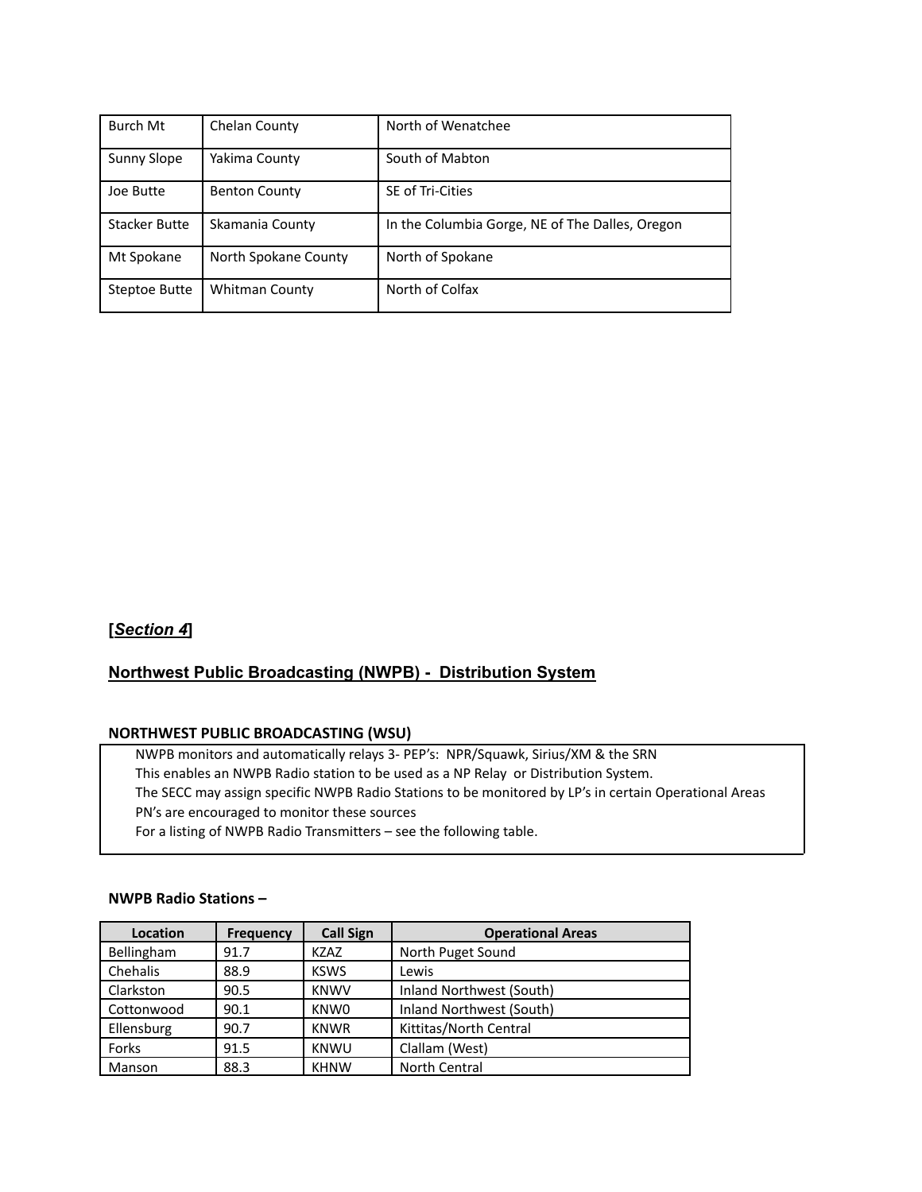| Burch Mt | Chelan County | North of Wenatchee |
| --- | --- | --- |
| Sunny Slope | Yakima County | South of Mabton |
| Joe Butte | Benton County | SE of Tri-Cities |
| Stacker Butte | Skamania County | In the Columbia Gorge, NE of The Dalles, Oregon |
| Mt Spokane | North Spokane County | North of Spokane |
| Steptoe Butte | Whitman County | North of Colfax |

**[*Section 4*]**

## Northwest Public Broadcasting (NWPB) - Distribution System

### NORTHWEST PUBLIC BROADCASTING (WSU)

NWPB monitors and automatically relays 3- PEP's: NPR/Squawk, Sirius/XM & the SRN
This enables an NWPB Radio station to be used as a NP Relay or Distribution System.
The SECC may assign specific NWPB Radio Stations to be monitored by LP's in certain Operational Areas
PN's are encouraged to monitor these sources
For a listing of NWPB Radio Transmitters – see the following table.

**NWPB Radio Stations –**

| Location | Frequency | Call Sign | Operational Areas |
| --- | --- | --- | --- |
| Bellingham | 91.7 | KZAZ | North Puget Sound |
| Chehalis | 88.9 | KSWS | Lewis |
| Clarkston | 90.5 | KNWV | Inland Northwest (South) |
| Cottonwood | 90.1 | KNW0 | Inland Northwest (South) |
| Ellensburg | 90.7 | KNWR | Kittitas/North Central |
| Forks | 91.5 | KNWU | Clallam (West) |
| Manson | 88.3 | KHNW | North Central |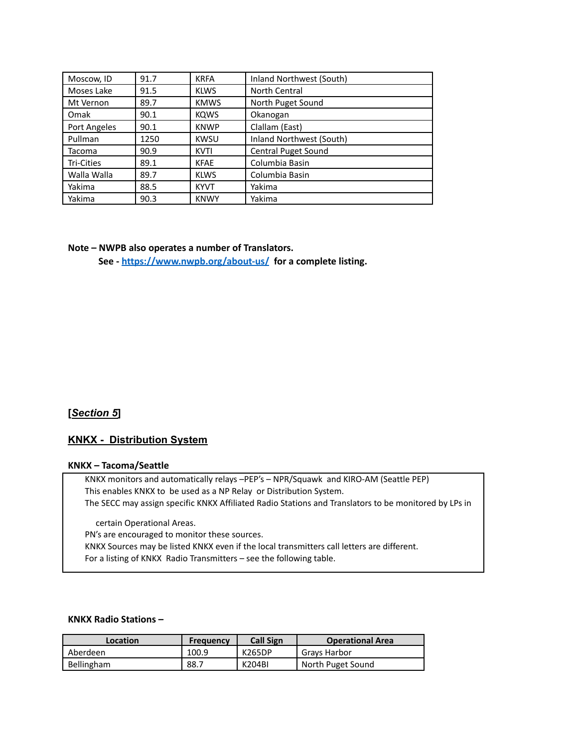| | | | |
|---|---|---|---|
| Moscow, ID | 91.7 | KRFA | Inland Northwest (South) |
| Moses Lake | 91.5 | KLWS | North Central |
| Mt Vernon | 89.7 | KMWS | North Puget Sound |
| Omak | 90.1 | KQWS | Okanogan |
| Port Angeles | 90.1 | KNWP | Clallam (East) |
| Pullman | 1250 | KWSU | Inland Northwest (South) |
| Tacoma | 90.9 | KVTI | Central Puget Sound |
| Tri-Cities | 89.1 | KFAE | Columbia Basin |
| Walla Walla | 89.7 | KLWS | Columbia Basin |
| Yakima | 88.5 | KYVT | Yakima |
| Yakima | 90.3 | KNWY | Yakima |

**Note – NWPB also operates a number of Translators.**
**See - https://www.nwpb.org/about-us/ for a complete listing.**

**[*Section 5*]**

## KNKX - Distribution System

### KNKX – Tacoma/Seattle

KNKX monitors and automatically relays –PEP's – NPR/Squawk and KIRO-AM (Seattle PEP)
This enables KNKX to be used as a NP Relay or Distribution System.
The SECC may assign specific KNKX Affiliated Radio Stations and Translators to be monitored by LPs in certain Operational Areas.
PN's are encouraged to monitor these sources.
KNKX Sources may be listed KNKX even if the local transmitters call letters are different.
For a listing of KNKX Radio Transmitters – see the following table.

**KNKX Radio Stations –**

| Location | Frequency | Call Sign | Operational Area |
|---|---|---|---|
| Aberdeen | 100.9 | K265DP | Grays Harbor |
| Bellingham | 88.7 | K204BI | North Puget Sound |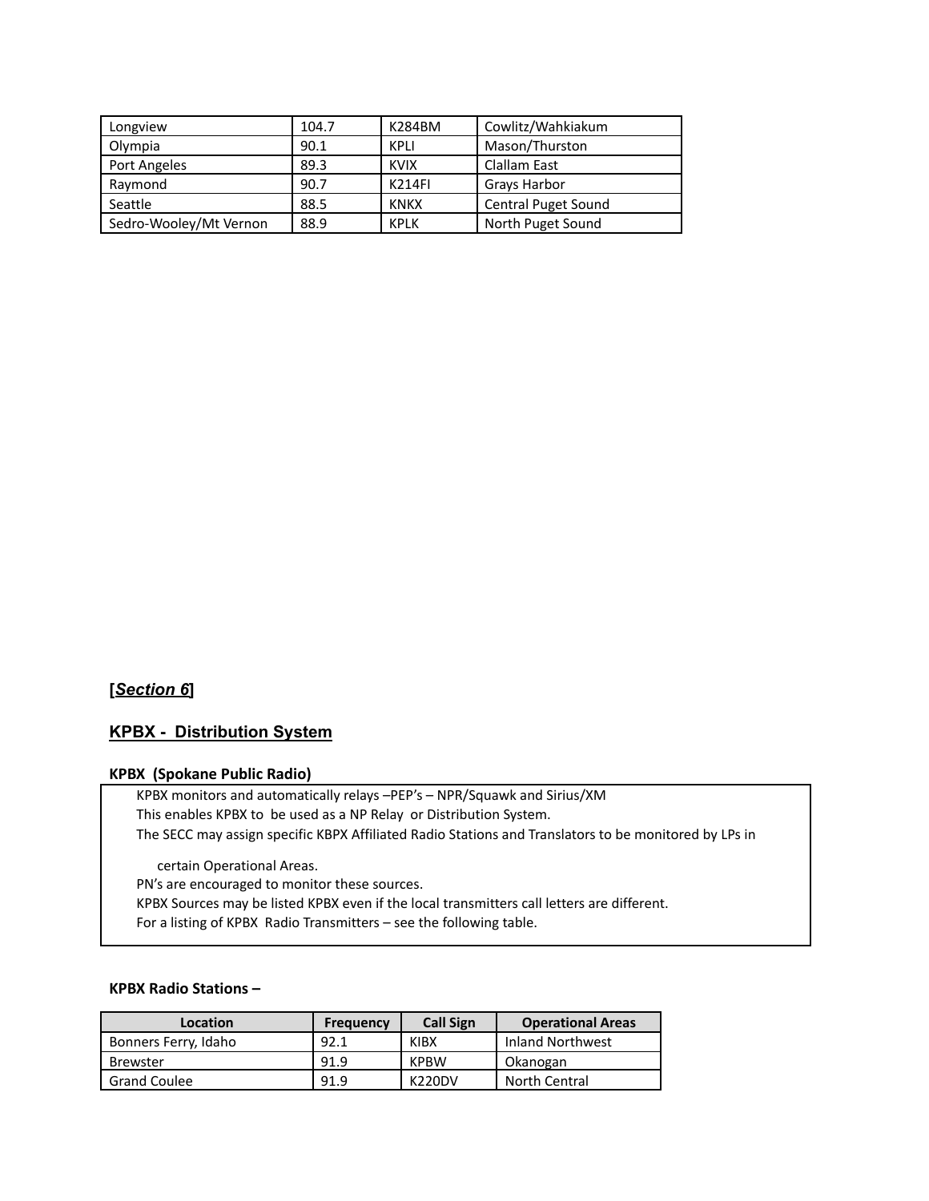| Longview | 104.7 | K284BM | Cowlitz/Wahkiakum |
| --- | --- | --- | --- |
| Olympia | 90.1 | KPLI | Mason/Thurston |
| Port Angeles | 89.3 | KVIX | Clallam East |
| Raymond | 90.7 | K214FI | Grays Harbor |
| Seattle | 88.5 | KNKX | Central Puget Sound |
| Sedro-Wooley/Mt Vernon | 88.9 | KPLK | North Puget Sound |

**[*Section 6*]**

## KPBX - Distribution System

**KPBX (Spokane Public Radio)**

KPBX monitors and automatically relays –PEP's – NPR/Squawk and Sirius/XM
This enables KPBX to be used as a NP Relay or Distribution System.
The SECC may assign specific KBPX Affiliated Radio Stations and Translators to be monitored by LPs in

certain Operational Areas.

PN's are encouraged to monitor these sources.
KPBX Sources may be listed KPBX even if the local transmitters call letters are different.
For a listing of KPBX Radio Transmitters – see the following table.

**KPBX Radio Stations –**

| Location | Frequency | Call Sign | Operational Areas |
| --- | --- | --- | --- |
| Bonners Ferry, Idaho | 92.1 | KIBX | Inland Northwest |
| Brewster | 91.9 | KPBW | Okanogan |
| Grand Coulee | 91.9 | K220DV | North Central |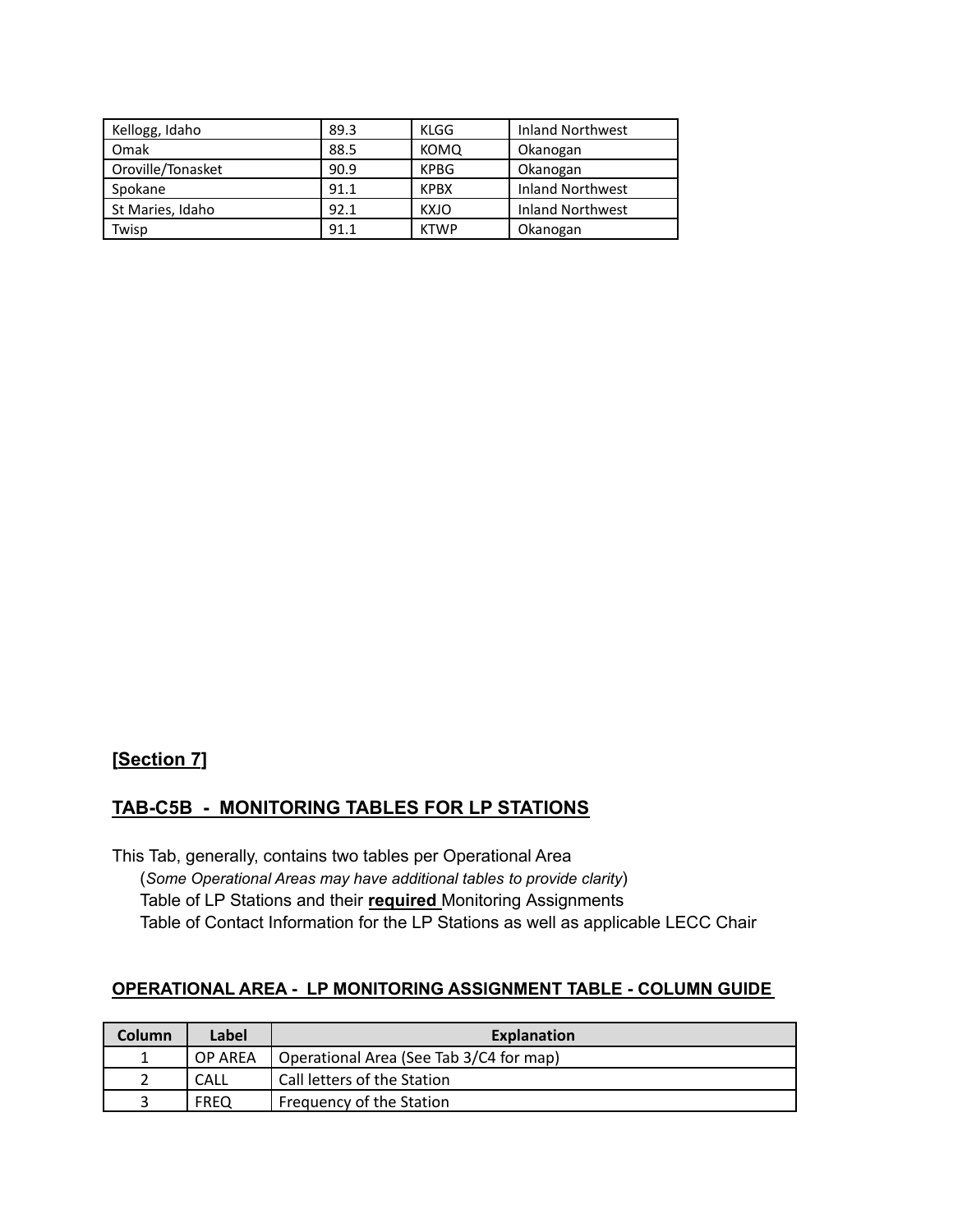| Kellogg, Idaho | 89.3 | KLGG | Inland Northwest |
|---|---|---|---|
| Omak | 88.5 | KOMQ | Okanogan |
| Oroville/Tonasket | 90.9 | KPBG | Okanogan |
| Spokane | 91.1 | KPBX | Inland Northwest |
| St Maries, Idaho | 92.1 | KXJO | Inland Northwest |
| Twisp | 91.1 | KTWP | Okanogan |

**[Section 7]**

## TAB-C5B - MONITORING TABLES FOR LP STATIONS

This Tab, generally, contains two tables per Operational Area

(*Some Operational Areas may have additional tables to provide clarity*)

Table of LP Stations and their **required** Monitoring Assignments

Table of Contact Information for the LP Stations as well as applicable LECC Chair

### OPERATIONAL AREA - LP MONITORING ASSIGNMENT TABLE - COLUMN GUIDE

| Column | Label | Explanation |
|---|---|---|
| 1 | OP AREA | Operational Area (See Tab 3/C4 for map) |
| 2 | CALL | Call letters of the Station |
| 3 | FREQ | Frequency of the Station |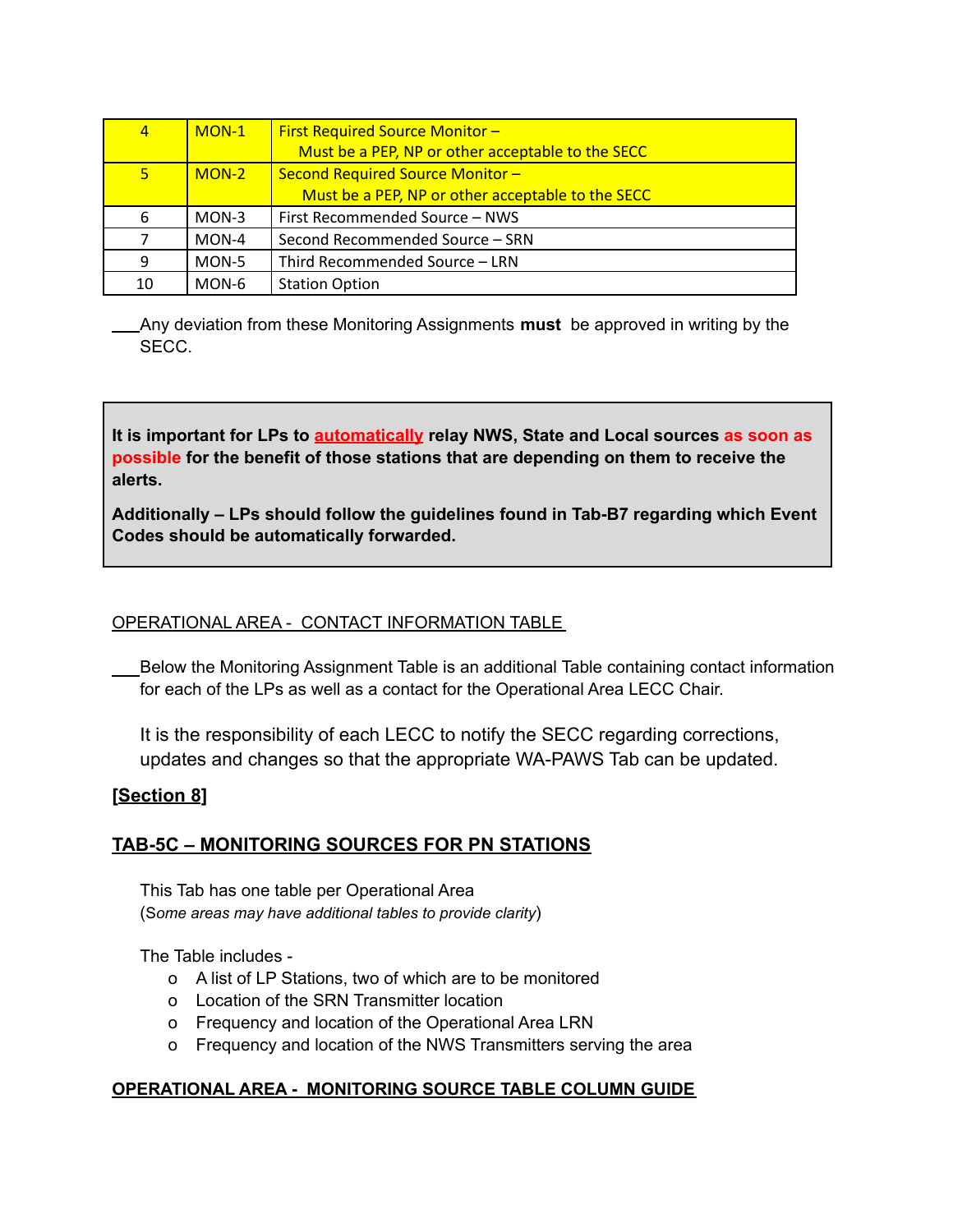| 4 | MON-1 | First Required Source Monitor – Must be a PEP, NP or other acceptable to the SECC |
|---|---|---|
| 5 | MON-2 | Second Required Source Monitor – Must be a PEP, NP or other acceptable to the SECC |
| 6 | MON-3 | First Recommended Source – NWS |
| 7 | MON-4 | Second Recommended Source – SRN |
| 9 | MON-5 | Third Recommended Source – LRN |
| 10 | MON-6 | Station Option |

___Any deviation from these Monitoring Assignments **must** be approved in writing by the SECC.

> **It is important for LPs to automatically relay NWS, State and Local sources as soon as possible for the benefit of those stations that are depending on them to receive the alerts.**
>
> **Additionally – LPs should follow the guidelines found in Tab-B7 regarding which Event Codes should be automatically forwarded.**

OPERATIONAL AREA - CONTACT INFORMATION TABLE

___Below the Monitoring Assignment Table is an additional Table containing contact information for each of the LPs as well as a contact for the Operational Area LECC Chair.

It is the responsibility of each LECC to notify the SECC regarding corrections, updates and changes so that the appropriate WA-PAWS Tab can be updated.

**[Section 8]**

## TAB-5C – MONITORING SOURCES FOR PN STATIONS

This Tab has one table per Operational Area
(*Some areas may have additional tables to provide clarity*)

The Table includes -

- A list of LP Stations, two of which are to be monitored
- Location of the SRN Transmitter location
- Frequency and location of the Operational Area LRN
- Frequency and location of the NWS Transmitters serving the area

**OPERATIONAL AREA - MONITORING SOURCE TABLE COLUMN GUIDE**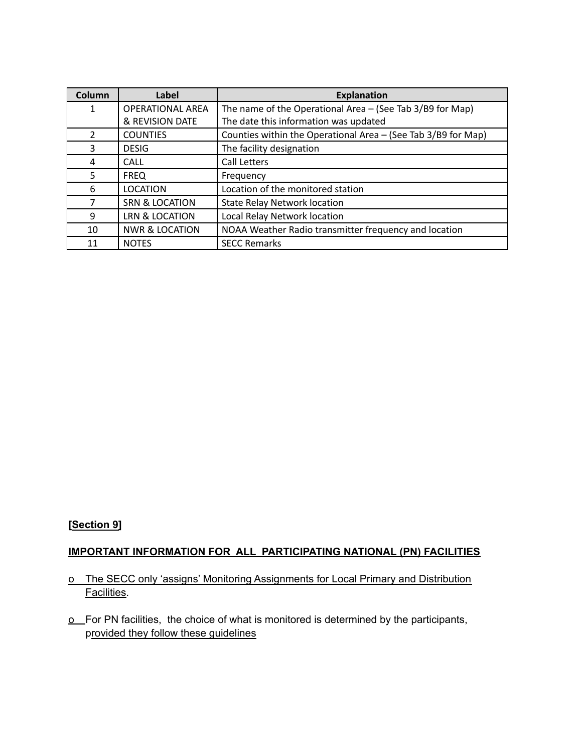| Column | Label | Explanation |
| --- | --- | --- |
| 1 | OPERATIONAL AREA & REVISION DATE | The name of the Operational Area – (See Tab 3/B9 for Map) The date this information was updated |
| 2 | COUNTIES | Counties within the Operational Area – (See Tab 3/B9 for Map) |
| 3 | DESIG | The facility designation |
| 4 | CALL | Call Letters |
| 5 | FREQ | Frequency |
| 6 | LOCATION | Location of the monitored station |
| 7 | SRN & LOCATION | State Relay Network location |
| 9 | LRN & LOCATION | Local Relay Network location |
| 10 | NWR & LOCATION | NOAA Weather Radio transmitter frequency and location |
| 11 | NOTES | SECC Remarks |

**[Section 9]**

**IMPORTANT INFORMATION FOR ALL PARTICIPATING NATIONAL (PN) FACILITIES**

- The SECC only 'assigns' Monitoring Assignments for Local Primary and Distribution Facilities.
- For PN facilities, the choice of what is monitored is determined by the participants, provided they follow these guidelines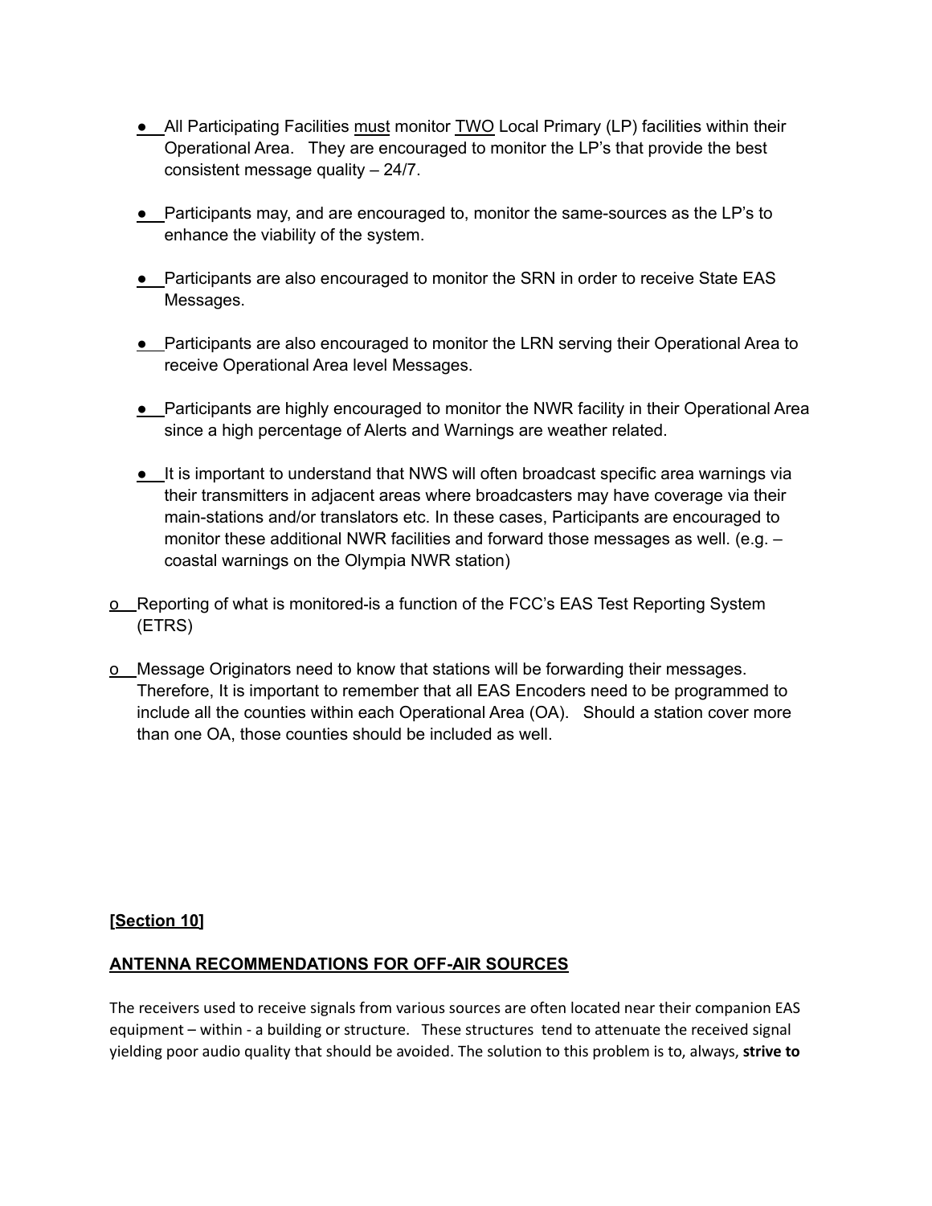- All Participating Facilities <u>must</u> monitor <u>TWO</u> Local Primary (LP) facilities within their Operational Area. They are encouraged to monitor the LP's that provide the best consistent message quality – 24/7.

- Participants may, and are encouraged to, monitor the same-sources as the LP's to enhance the viability of the system.

- Participants are also encouraged to monitor the SRN in order to receive State EAS Messages.

- Participants are also encouraged to monitor the LRN serving their Operational Area to receive Operational Area level Messages.

- Participants are highly encouraged to monitor the NWR facility in their Operational Area since a high percentage of Alerts and Warnings are weather related.

- It is important to understand that NWS will often broadcast specific area warnings via their transmitters in adjacent areas where broadcasters may have coverage via their main-stations and/or translators etc. In these cases, Participants are encouraged to monitor these additional NWR facilities and forward those messages as well. (e.g. – coastal warnings on the Olympia NWR station)

o Reporting of what is monitored-is a function of the FCC's EAS Test Reporting System (ETRS)

o Message Originators need to know that stations will be forwarding their messages. Therefore, It is important to remember that all EAS Encoders need to be programmed to include all the counties within each Operational Area (OA). Should a station cover more than one OA, those counties should be included as well.

**[<u>Section 10</u>]**

## <u>ANTENNA RECOMMENDATIONS FOR OFF-AIR SOURCES</u>

The receivers used to receive signals from various sources are often located near their companion EAS equipment – within - a building or structure. These structures tend to attenuate the received signal yielding poor audio quality that should be avoided. The solution to this problem is to, always, **strive to**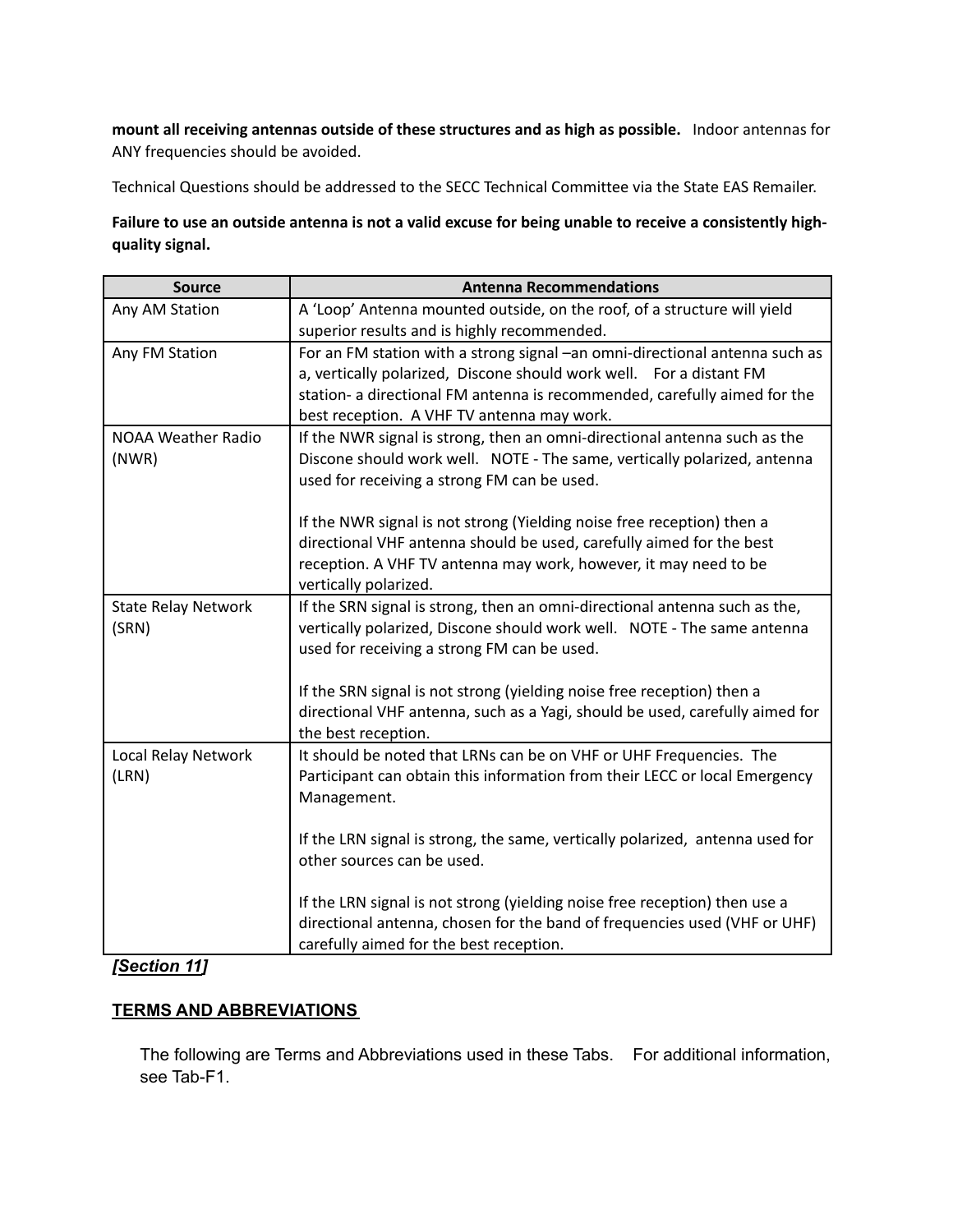**mount all receiving antennas outside of these structures and as high as possible.** Indoor antennas for ANY frequencies should be avoided.

Technical Questions should be addressed to the SECC Technical Committee via the State EAS Remailer.

**Failure to use an outside antenna is not a valid excuse for being unable to receive a consistently high-quality signal.**

| Source | Antenna Recommendations |
|---|---|
| Any AM Station | A 'Loop' Antenna mounted outside, on the roof, of a structure will yield superior results and is highly recommended. |
| Any FM Station | For an FM station with a strong signal –an omni-directional antenna such as a, vertically polarized, Discone should work well. For a distant FM station- a directional FM antenna is recommended, carefully aimed for the best reception. A VHF TV antenna may work. |
| NOAA Weather Radio (NWR) | If the NWR signal is strong, then an omni-directional antenna such as the Discone should work well. NOTE - The same, vertically polarized, antenna used for receiving a strong FM can be used.<br><br>If the NWR signal is not strong (Yielding noise free reception) then a directional VHF antenna should be used, carefully aimed for the best reception. A VHF TV antenna may work, however, it may need to be vertically polarized. |
| State Relay Network (SRN) | If the SRN signal is strong, then an omni-directional antenna such as the, vertically polarized, Discone should work well. NOTE - The same antenna used for receiving a strong FM can be used.<br><br>If the SRN signal is not strong (yielding noise free reception) then a directional VHF antenna, such as a Yagi, should be used, carefully aimed for the best reception. |
| Local Relay Network (LRN) | It should be noted that LRNs can be on VHF or UHF Frequencies. The Participant can obtain this information from their LECC or local Emergency Management.<br><br>If the LRN signal is strong, the same, vertically polarized, antenna used for other sources can be used.<br><br>If the LRN signal is not strong (yielding noise free reception) then use a directional antenna, chosen for the band of frequencies used (VHF or UHF) carefully aimed for the best reception. |

***[Section 11]***

## TERMS AND ABBREVIATIONS

The following are Terms and Abbreviations used in these Tabs. For additional information, see Tab-F1.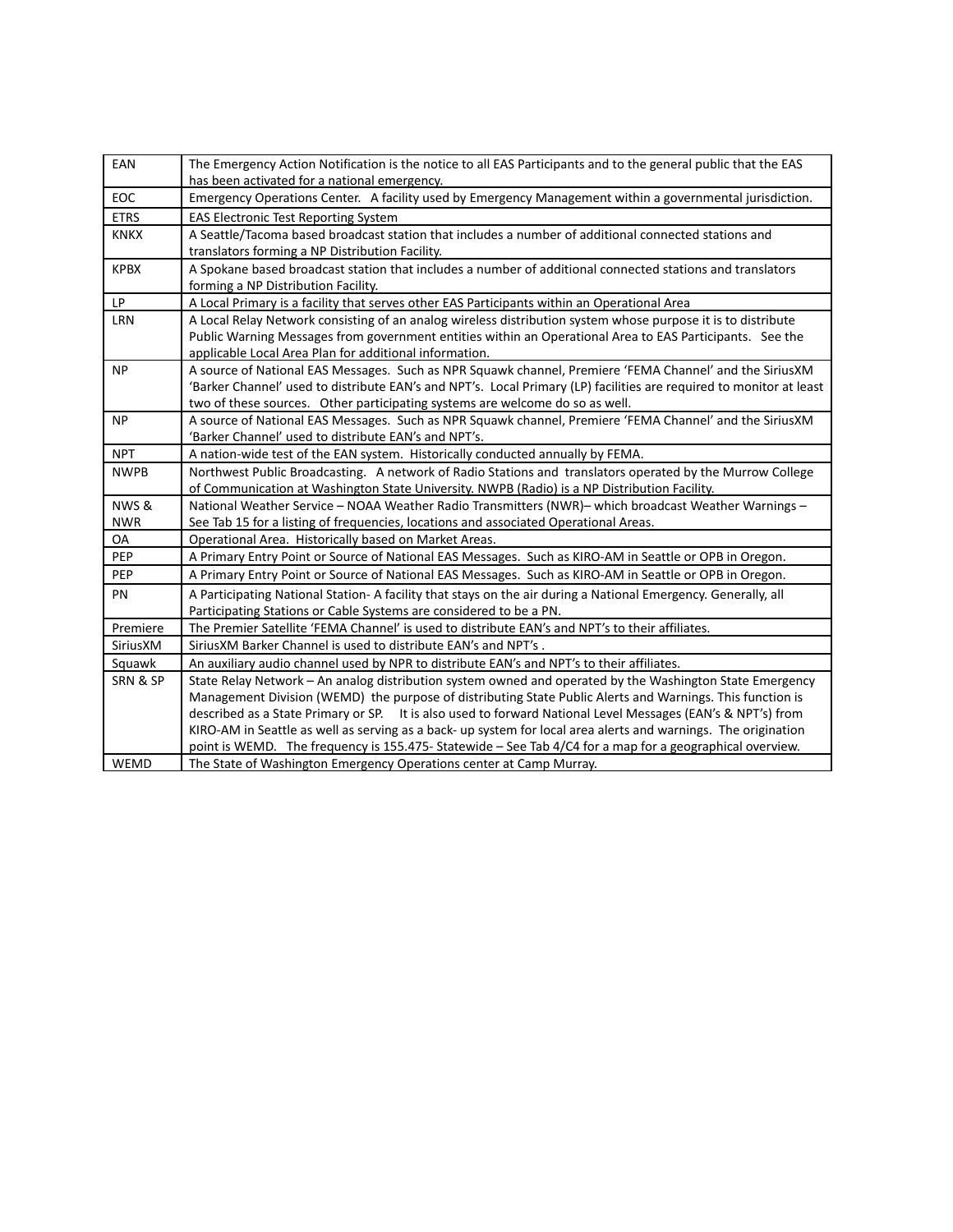| | |
|---|---|
| EAN | The Emergency Action Notification is the notice to all EAS Participants and to the general public that the EAS has been activated for a national emergency. |
| EOC | Emergency Operations Center. A facility used by Emergency Management within a governmental jurisdiction. |
| ETRS | EAS Electronic Test Reporting System |
| KNKX | A Seattle/Tacoma based broadcast station that includes a number of additional connected stations and translators forming a NP Distribution Facility. |
| KPBX | A Spokane based broadcast station that includes a number of additional connected stations and translators forming a NP Distribution Facility. |
| LP | A Local Primary is a facility that serves other EAS Participants within an Operational Area |
| LRN | A Local Relay Network consisting of an analog wireless distribution system whose purpose it is to distribute Public Warning Messages from government entities within an Operational Area to EAS Participants. See the applicable Local Area Plan for additional information. |
| NP | A source of National EAS Messages. Such as NPR Squawk channel, Premiere 'FEMA Channel' and the SiriusXM 'Barker Channel' used to distribute EAN's and NPT's. Local Primary (LP) facilities are required to monitor at least two of these sources. Other participating systems are welcome do so as well. |
| NP | A source of National EAS Messages. Such as NPR Squawk channel, Premiere 'FEMA Channel' and the SiriusXM 'Barker Channel' used to distribute EAN's and NPT's. |
| NPT | A nation-wide test of the EAN system. Historically conducted annually by FEMA. |
| NWPB | Northwest Public Broadcasting. A network of Radio Stations and translators operated by the Murrow College of Communication at Washington State University. NWPB (Radio) is a NP Distribution Facility. |
| NWS & NWR | National Weather Service – NOAA Weather Radio Transmitters (NWR)– which broadcast Weather Warnings – See Tab 15 for a listing of frequencies, locations and associated Operational Areas. |
| OA | Operational Area. Historically based on Market Areas. |
| PEP | A Primary Entry Point or Source of National EAS Messages. Such as KIRO-AM in Seattle or OPB in Oregon. |
| PEP | A Primary Entry Point or Source of National EAS Messages. Such as KIRO-AM in Seattle or OPB in Oregon. |
| PN | A Participating National Station- A facility that stays on the air during a National Emergency. Generally, all Participating Stations or Cable Systems are considered to be a PN. |
| Premiere | The Premier Satellite 'FEMA Channel' is used to distribute EAN's and NPT's to their affiliates. |
| SiriusXM | SiriusXM Barker Channel is used to distribute EAN's and NPT's . |
| Squawk | An auxiliary audio channel used by NPR to distribute EAN's and NPT's to their affiliates. |
| SRN & SP | State Relay Network – An analog distribution system owned and operated by the Washington State Emergency Management Division (WEMD) the purpose of distributing State Public Alerts and Warnings. This function is described as a State Primary or SP. It is also used to forward National Level Messages (EAN's & NPT's) from KIRO-AM in Seattle as well as serving as a back- up system for local area alerts and warnings. The origination point is WEMD. The frequency is 155.475- Statewide – See Tab 4/C4 for a map for a geographical overview. |
| WEMD | The State of Washington Emergency Operations center at Camp Murray. |